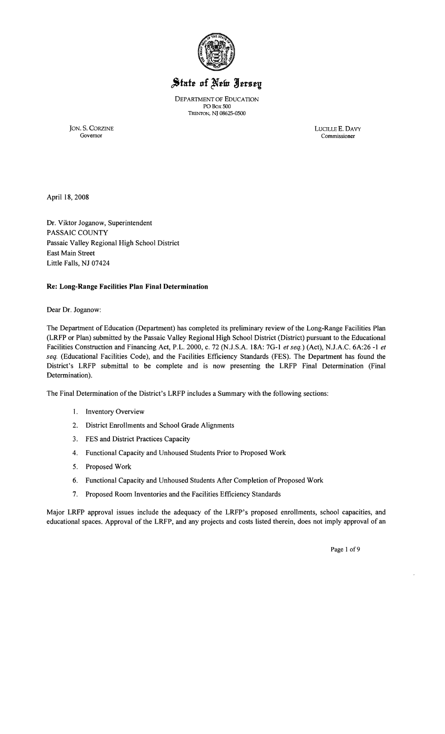# State of New Jersey

DEPARTMENT OF EDUCATION
PO BOX 500
TRENTON, NJ 08625-0500

JON. S. CORZINE
Governor

LUCILLE E. DAVY
Commissioner

April 18, 2008

Dr. Viktor Joganow, Superintendent
PASSAIC COUNTY
Passaic Valley Regional High School District
East Main Street
Little Falls, NJ 07424

**Re: Long-Range Facilities Plan Final Determination**

Dear Dr. Joganow:

The Department of Education (Department) has completed its preliminary review of the Long-Range Facilities Plan (LRFP or Plan) submitted by the Passaic Valley Regional High School District (District) pursuant to the Educational Facilities Construction and Financing Act, P.L. 2000, c. 72 (N.J.S.A. 18A: 7G-1 *et seq.*) (Act), N.J.A.C. 6A:26 -1 *et seq.* (Educational Facilities Code), and the Facilities Efficiency Standards (FES). The Department has found the District's LRFP submittal to be complete and is now presenting the LRFP Final Determination (Final Determination).

The Final Determination of the District's LRFP includes a Summary with the following sections:

1. Inventory Overview
2. District Enrollments and School Grade Alignments
3. FES and District Practices Capacity
4. Functional Capacity and Unhoused Students Prior to Proposed Work
5. Proposed Work
6. Functional Capacity and Unhoused Students After Completion of Proposed Work
7. Proposed Room Inventories and the Facilities Efficiency Standards

Major LRFP approval issues include the adequacy of the LRFP's proposed enrollments, school capacities, and educational spaces. Approval of the LRFP, and any projects and costs listed therein, does not imply approval of an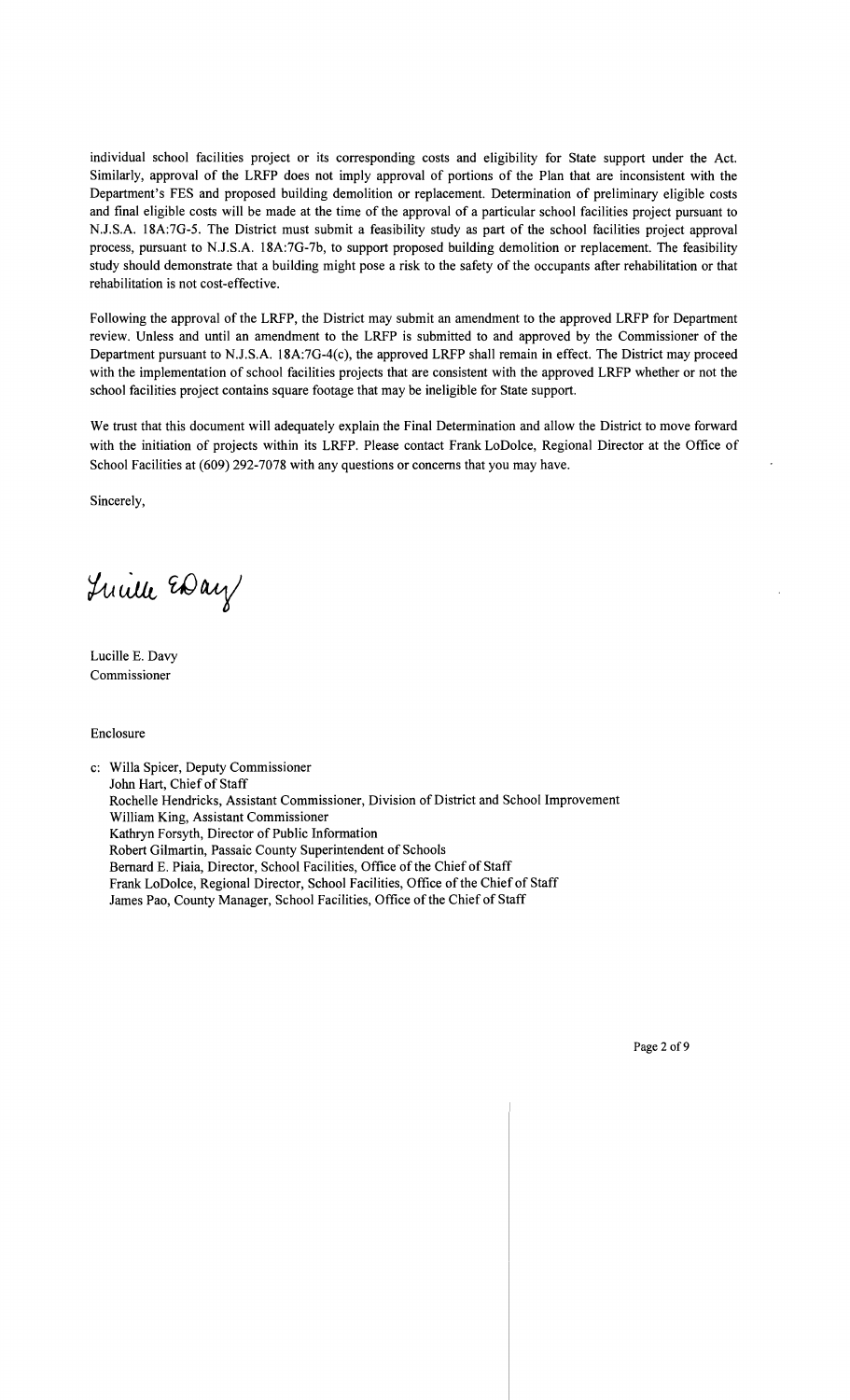individual school facilities project or its corresponding costs and eligibility for State support under the Act. Similarly, approval of the LRFP does not imply approval of portions of the Plan that are inconsistent with the Department's FES and proposed building demolition or replacement. Determination of preliminary eligible costs and final eligible costs will be made at the time of the approval of a particular school facilities project pursuant to N.J.S.A. 18A:7G-5. The District must submit a feasibility study as part of the school facilities project approval process, pursuant to N.J.S.A. 18A:7G-7b, to support proposed building demolition or replacement. The feasibility study should demonstrate that a building might pose a risk to the safety of the occupants after rehabilitation or that rehabilitation is not cost-effective.

Following the approval of the LRFP, the District may submit an amendment to the approved LRFP for Department review. Unless and until an amendment to the LRFP is submitted to and approved by the Commissioner of the Department pursuant to N.J.S.A. 18A:7G-4(c), the approved LRFP shall remain in effect. The District may proceed with the implementation of school facilities projects that are consistent with the approved LRFP whether or not the school facilities project contains square footage that may be ineligible for State support.

We trust that this document will adequately explain the Final Determination and allow the District to move forward with the initiation of projects within its LRFP. Please contact Frank LoDolce, Regional Director at the Office of School Facilities at (609) 292-7078 with any questions or concerns that you may have.

Sincerely,

Lucille E. Davy
Commissioner

Enclosure

c: Willa Spicer, Deputy Commissioner
John Hart, Chief of Staff
Rochelle Hendricks, Assistant Commissioner, Division of District and School Improvement
William King, Assistant Commissioner
Kathryn Forsyth, Director of Public Information
Robert Gilmartin, Passaic County Superintendent of Schools
Bernard E. Piaia, Director, School Facilities, Office of the Chief of Staff
Frank LoDolce, Regional Director, School Facilities, Office of the Chief of Staff
James Pao, County Manager, School Facilities, Office of the Chief of Staff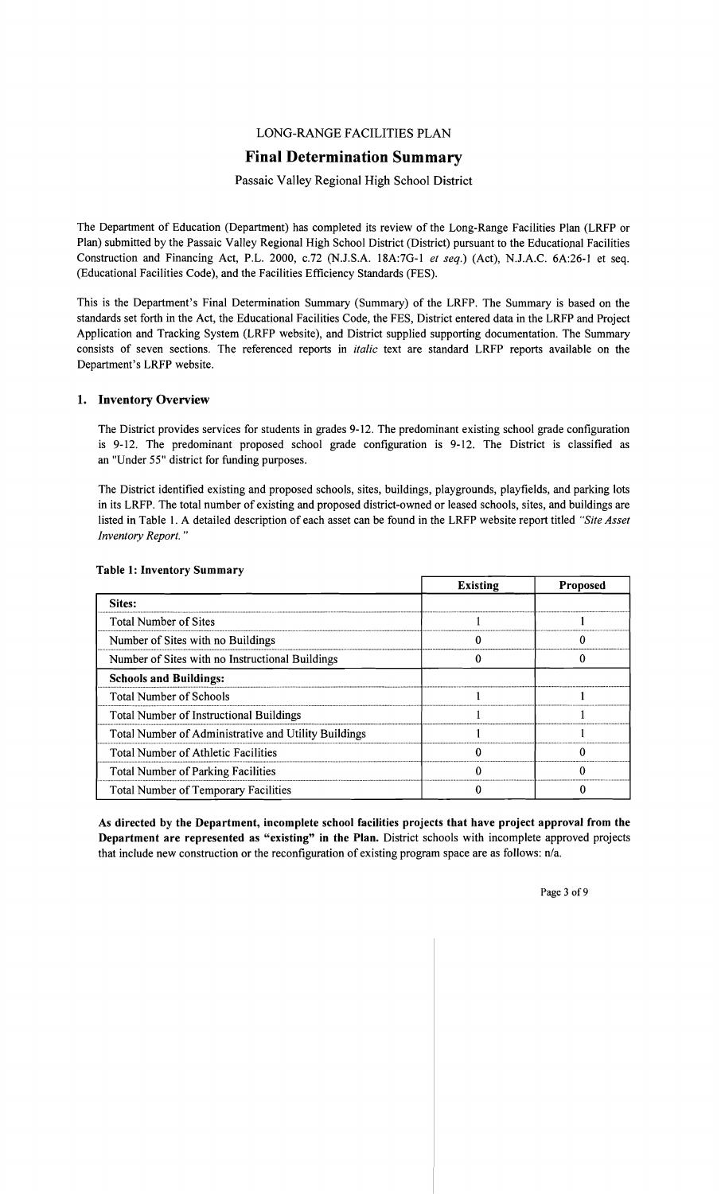LONG-RANGE FACILITIES PLAN

# Final Determination Summary

Passaic Valley Regional High School District

The Department of Education (Department) has completed its review of the Long-Range Facilities Plan (LRFP or Plan) submitted by the Passaic Valley Regional High School District (District) pursuant to the Educational Facilities Construction and Financing Act, P.L. 2000, c.72 (N.J.S.A. 18A:7G-1 *et seq.*) (Act), N.J.A.C. 6A:26-1 et seq. (Educational Facilities Code), and the Facilities Efficiency Standards (FES).

This is the Department's Final Determination Summary (Summary) of the LRFP. The Summary is based on the standards set forth in the Act, the Educational Facilities Code, the FES, District entered data in the LRFP and Project Application and Tracking System (LRFP website), and District supplied supporting documentation. The Summary consists of seven sections. The referenced reports in *italic* text are standard LRFP reports available on the Department's LRFP website.

## 1. Inventory Overview

The District provides services for students in grades 9-12. The predominant existing school grade configuration is 9-12. The predominant proposed school grade configuration is 9-12. The District is classified as an "Under 55" district for funding purposes.

The District identified existing and proposed schools, sites, buildings, playgrounds, playfields, and parking lots in its LRFP. The total number of existing and proposed district-owned or leased schools, sites, and buildings are listed in Table 1. A detailed description of each asset can be found in the LRFP website report titled *"Site Asset Inventory Report."*

**Table 1: Inventory Summary**

| | Existing | Proposed |
|---|---|---|
| **Sites:** | | |
| Total Number of Sites | 1 | 1 |
| Number of Sites with no Buildings | 0 | 0 |
| Number of Sites with no Instructional Buildings | 0 | 0 |
| **Schools and Buildings:** | | |
| Total Number of Schools | 1 | 1 |
| Total Number of Instructional Buildings | 1 | 1 |
| Total Number of Administrative and Utility Buildings | 1 | 1 |
| Total Number of Athletic Facilities | 0 | 0 |
| Total Number of Parking Facilities | 0 | 0 |
| Total Number of Temporary Facilities | 0 | 0 |

**As directed by the Department, incomplete school facilities projects that have project approval from the Department are represented as "existing" in the Plan.** District schools with incomplete approved projects that include new construction or the reconfiguration of existing program space are as follows: n/a.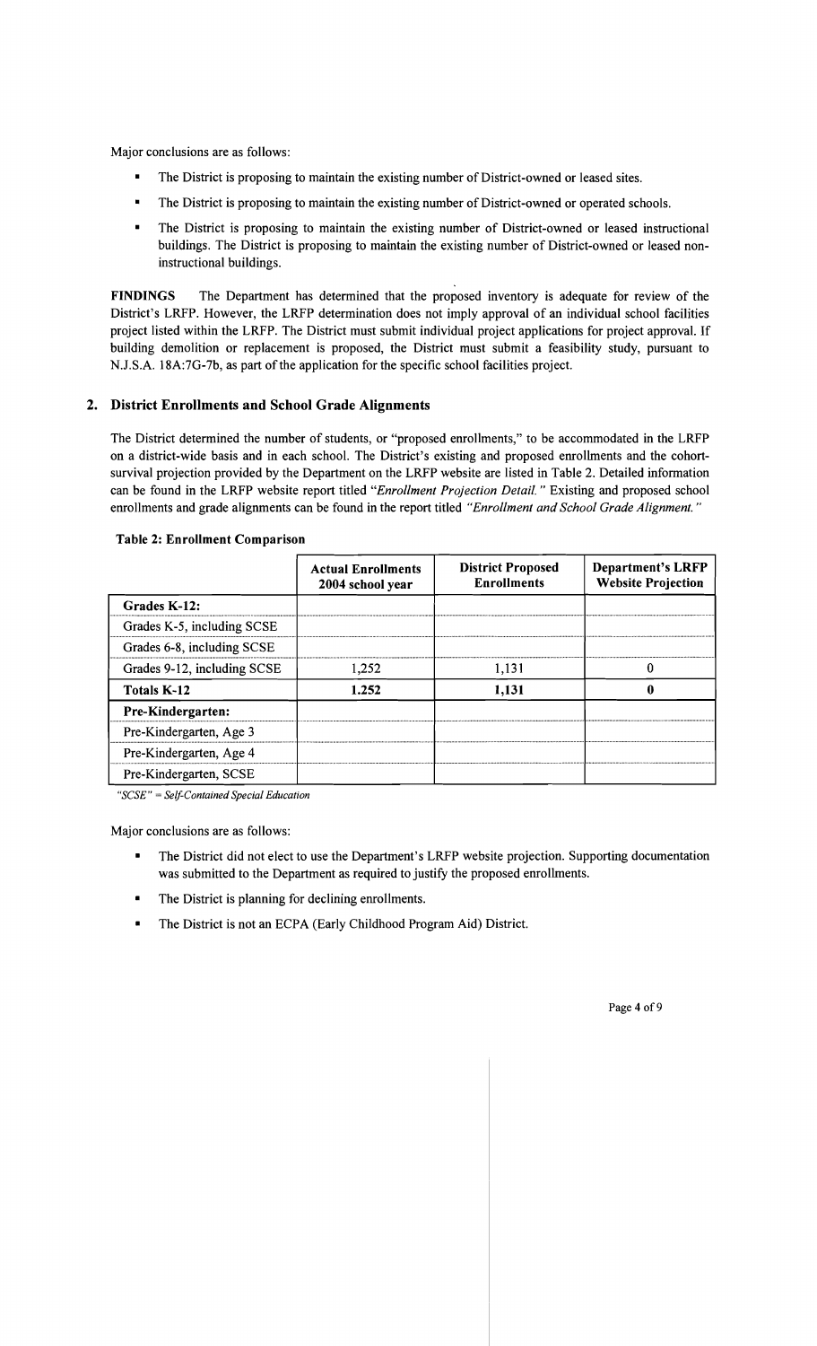Major conclusions are as follows:

- The District is proposing to maintain the existing number of District-owned or leased sites.
- The District is proposing to maintain the existing number of District-owned or operated schools.
- The District is proposing to maintain the existing number of District-owned or leased instructional buildings. The District is proposing to maintain the existing number of District-owned or leased non-instructional buildings.

**FINDINGS** The Department has determined that the proposed inventory is adequate for review of the District's LRFP. However, the LRFP determination does not imply approval of an individual school facilities project listed within the LRFP. The District must submit individual project applications for project approval. If building demolition or replacement is proposed, the District must submit a feasibility study, pursuant to N.J.S.A. 18A:7G-7b, as part of the application for the specific school facilities project.

## 2. District Enrollments and School Grade Alignments

The District determined the number of students, or "proposed enrollments," to be accommodated in the LRFP on a district-wide basis and in each school. The District's existing and proposed enrollments and the cohort-survival projection provided by the Department on the LRFP website are listed in Table 2. Detailed information can be found in the LRFP website report titled "*Enrollment Projection Detail.*" Existing and proposed school enrollments and grade alignments can be found in the report titled "*Enrollment and School Grade Alignment.*"

**Table 2: Enrollment Comparison**

| | Actual Enrollments 2004 school year | District Proposed Enrollments | Department's LRFP Website Projection |
|---|---|---|---|
| **Grades K-12:** | | | |
| Grades K-5, including SCSE | | | |
| Grades 6-8, including SCSE | | | |
| Grades 9-12, including SCSE | 1,252 | 1,131 | 0 |
| **Totals K-12** | **1.252** | **1,131** | **0** |
| **Pre-Kindergarten:** | | | |
| Pre-Kindergarten, Age 3 | | | |
| Pre-Kindergarten, Age 4 | | | |
| Pre-Kindergarten, SCSE | | | |

*"SCSE" = Self-Contained Special Education*

Major conclusions are as follows:

- The District did not elect to use the Department's LRFP website projection. Supporting documentation was submitted to the Department as required to justify the proposed enrollments.
- The District is planning for declining enrollments.
- The District is not an ECPA (Early Childhood Program Aid) District.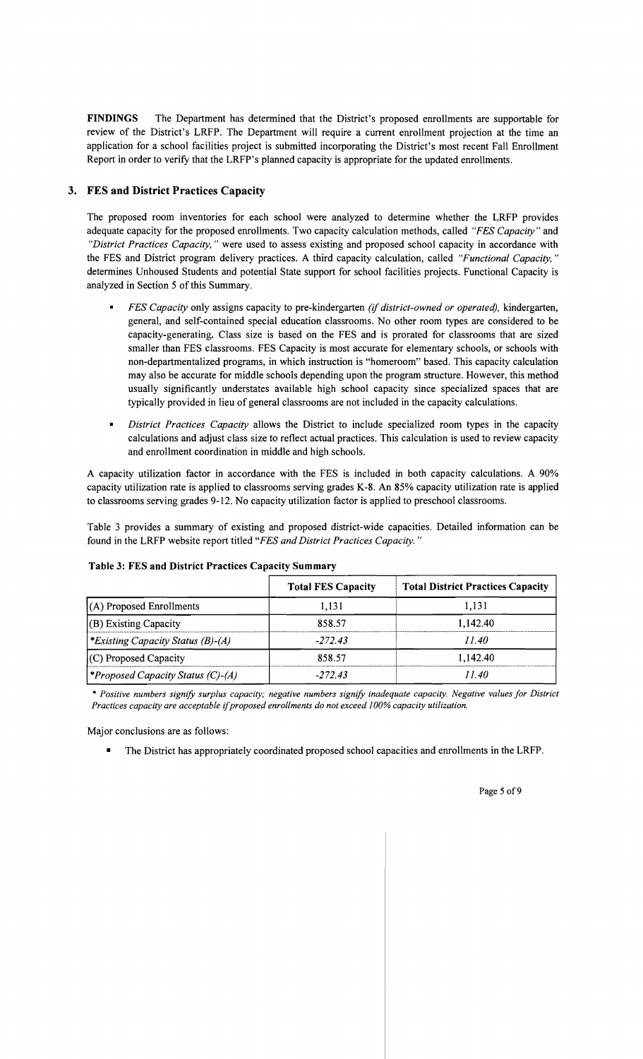**FINDINGS** The Department has determined that the District's proposed enrollments are supportable for review of the District's LRFP. The Department will require a current enrollment projection at the time an application for a school facilities project is submitted incorporating the District's most recent Fall Enrollment Report in order to verify that the LRFP's planned capacity is appropriate for the updated enrollments.

## 3. FES and District Practices Capacity

The proposed room inventories for each school were analyzed to determine whether the LRFP provides adequate capacity for the proposed enrollments. Two capacity calculation methods, called *"FES Capacity"* and *"District Practices Capacity,"* were used to assess existing and proposed school capacity in accordance with the FES and District program delivery practices. A third capacity calculation, called *"Functional Capacity,"* determines Unhoused Students and potential State support for school facilities projects. Functional Capacity is analyzed in Section 5 of this Summary.

- *FES Capacity* only assigns capacity to pre-kindergarten *(if district-owned or operated),* kindergarten, general, and self-contained special education classrooms. No other room types are considered to be capacity-generating. Class size is based on the FES and is prorated for classrooms that are sized smaller than FES classrooms. FES Capacity is most accurate for elementary schools, or schools with non-departmentalized programs, in which instruction is "homeroom" based. This capacity calculation may also be accurate for middle schools depending upon the program structure. However, this method usually significantly understates available high school capacity since specialized spaces that are typically provided in lieu of general classrooms are not included in the capacity calculations.
- *District Practices Capacity* allows the District to include specialized room types in the capacity calculations and adjust class size to reflect actual practices. This calculation is used to review capacity and enrollment coordination in middle and high schools.

A capacity utilization factor in accordance with the FES is included in both capacity calculations. A 90% capacity utilization rate is applied to classrooms serving grades K-8. An 85% capacity utilization rate is applied to classrooms serving grades 9-12. No capacity utilization factor is applied to preschool classrooms.

Table 3 provides a summary of existing and proposed district-wide capacities. Detailed information can be found in the LRFP website report titled *"FES and District Practices Capacity."*

**Table 3: FES and District Practices Capacity Summary**

| | Total FES Capacity | Total District Practices Capacity |
|---|---|---|
| (A) Proposed Enrollments | 1,131 | 1,131 |
| (B) Existing Capacity | 858.57 | 1,142.40 |
| **Existing Capacity Status (B)-(A)* | *-272.43* | *11.40* |
| (C) Proposed Capacity | 858.57 | 1,142.40 |
| **Proposed Capacity Status (C)-(A)* | *-272.43* | *11.40* |

*\* Positive numbers signify surplus capacity; negative numbers signify inadequate capacity. Negative values for District Practices capacity are acceptable if proposed enrollments do not exceed 100% capacity utilization.*

Major conclusions are as follows:

- The District has appropriately coordinated proposed school capacities and enrollments in the LRFP.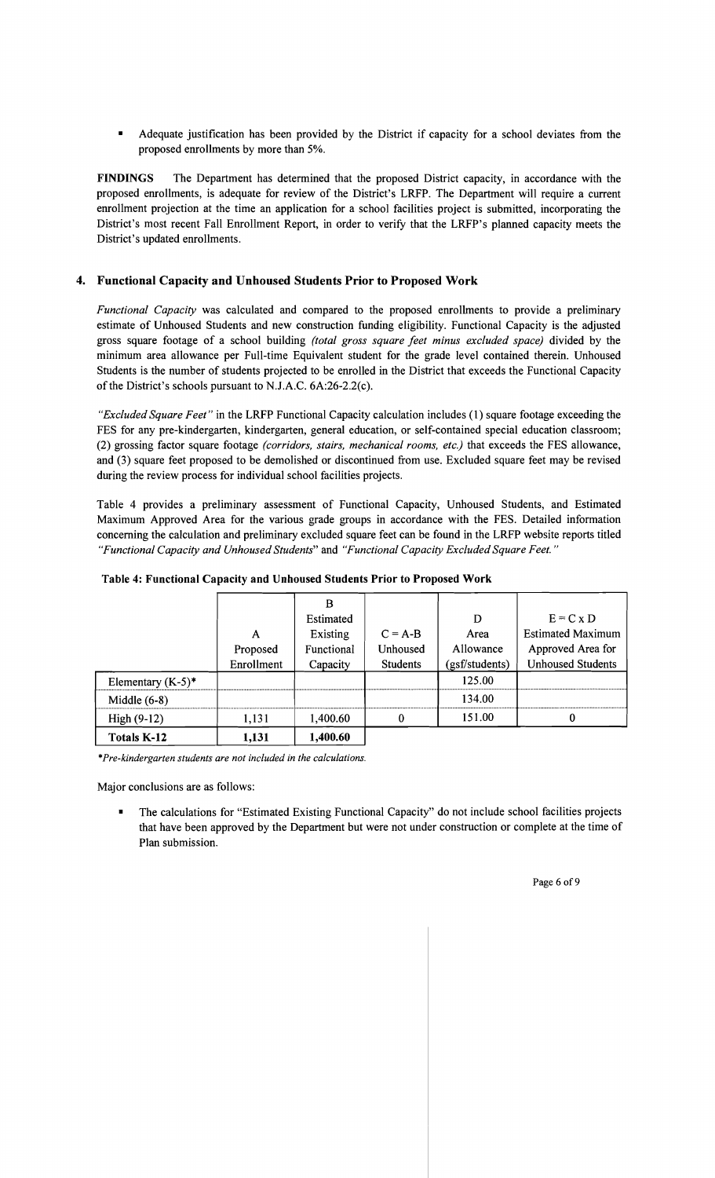- Adequate justification has been provided by the District if capacity for a school deviates from the proposed enrollments by more than 5%.

**FINDINGS** The Department has determined that the proposed District capacity, in accordance with the proposed enrollments, is adequate for review of the District's LRFP. The Department will require a current enrollment projection at the time an application for a school facilities project is submitted, incorporating the District's most recent Fall Enrollment Report, in order to verify that the LRFP's planned capacity meets the District's updated enrollments.

## 4. Functional Capacity and Unhoused Students Prior to Proposed Work

*Functional Capacity* was calculated and compared to the proposed enrollments to provide a preliminary estimate of Unhoused Students and new construction funding eligibility. Functional Capacity is the adjusted gross square footage of a school building *(total gross square feet minus excluded space)* divided by the minimum area allowance per Full-time Equivalent student for the grade level contained therein. Unhoused Students is the number of students projected to be enrolled in the District that exceeds the Functional Capacity of the District's schools pursuant to N.J.A.C. 6A:26-2.2(c).

*"Excluded Square Feet"* in the LRFP Functional Capacity calculation includes (1) square footage exceeding the FES for any pre-kindergarten, kindergarten, general education, or self-contained special education classroom; (2) grossing factor square footage *(corridors, stairs, mechanical rooms, etc.)* that exceeds the FES allowance, and (3) square feet proposed to be demolished or discontinued from use. Excluded square feet may be revised during the review process for individual school facilities projects.

Table 4 provides a preliminary assessment of Functional Capacity, Unhoused Students, and Estimated Maximum Approved Area for the various grade groups in accordance with the FES. Detailed information concerning the calculation and preliminary excluded square feet can be found in the LRFP website reports titled *"Functional Capacity and Unhoused Students"* and *"Functional Capacity Excluded Square Feet."*

**Table 4: Functional Capacity and Unhoused Students Prior to Proposed Work**

| | A Proposed Enrollment | B Estimated Existing Functional Capacity | C = A-B Unhoused Students | D Area Allowance (gsf/students) | E = C x D Estimated Maximum Approved Area for Unhoused Students |
|---|---|---|---|---|---|
| Elementary (K-5)* | | | | 125.00 | |
| Middle (6-8) | | | | 134.00 | |
| High (9-12) | 1,131 | 1,400.60 | 0 | 151.00 | 0 |
| **Totals K-12** | **1,131** | **1,400.60** | | | |

*\*Pre-kindergarten students are not included in the calculations.*

Major conclusions are as follows:

- The calculations for "Estimated Existing Functional Capacity" do not include school facilities projects that have been approved by the Department but were not under construction or complete at the time of Plan submission.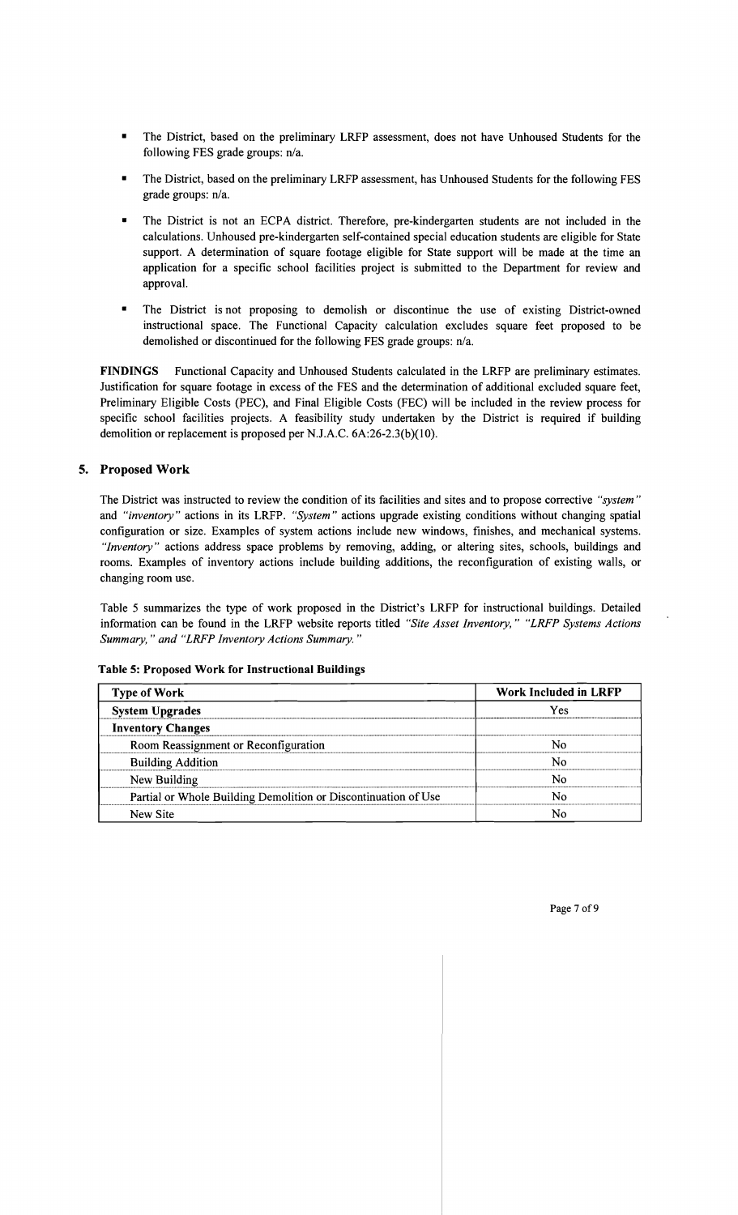- The District, based on the preliminary LRFP assessment, does not have Unhoused Students for the following FES grade groups: n/a.
- The District, based on the preliminary LRFP assessment, has Unhoused Students for the following FES grade groups: n/a.
- The District is not an ECPA district. Therefore, pre-kindergarten students are not included in the calculations. Unhoused pre-kindergarten self-contained special education students are eligible for State support. A determination of square footage eligible for State support will be made at the time an application for a specific school facilities project is submitted to the Department for review and approval.
- The District is not proposing to demolish or discontinue the use of existing District-owned instructional space. The Functional Capacity calculation excludes square feet proposed to be demolished or discontinued for the following FES grade groups: n/a.

**FINDINGS** Functional Capacity and Unhoused Students calculated in the LRFP are preliminary estimates. Justification for square footage in excess of the FES and the determination of additional excluded square feet, Preliminary Eligible Costs (PEC), and Final Eligible Costs (FEC) will be included in the review process for specific school facilities projects. A feasibility study undertaken by the District is required if building demolition or replacement is proposed per N.J.A.C. 6A:26-2.3(b)(10).

## 5. Proposed Work

The District was instructed to review the condition of its facilities and sites and to propose corrective *"system"* and *"inventory"* actions in its LRFP. *"System"* actions upgrade existing conditions without changing spatial configuration or size. Examples of system actions include new windows, finishes, and mechanical systems. *"Inventory"* actions address space problems by removing, adding, or altering sites, schools, buildings and rooms. Examples of inventory actions include building additions, the reconfiguration of existing walls, or changing room use.

Table 5 summarizes the type of work proposed in the District's LRFP for instructional buildings. Detailed information can be found in the LRFP website reports titled *"Site Asset Inventory," "LRFP Systems Actions Summary," and "LRFP Inventory Actions Summary."*

**Table 5: Proposed Work for Instructional Buildings**

| Type of Work | Work Included in LRFP |
|---|---|
| **System Upgrades** | Yes |
| **Inventory Changes** | |
| Room Reassignment or Reconfiguration | No |
| Building Addition | No |
| New Building | No |
| Partial or Whole Building Demolition or Discontinuation of Use | No |
| New Site | No |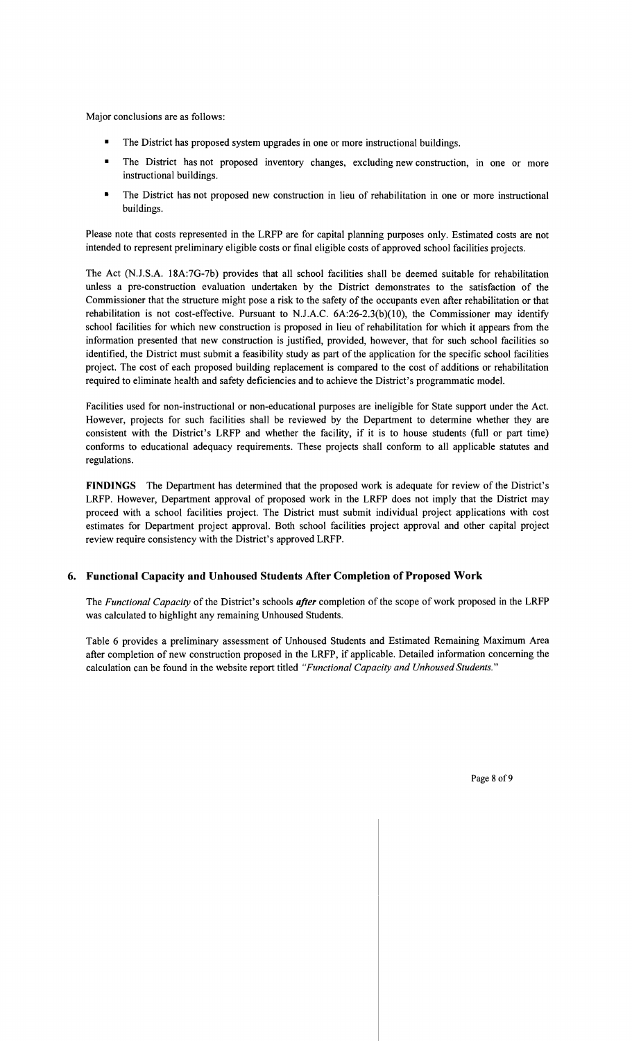Major conclusions are as follows:

- The District has proposed system upgrades in one or more instructional buildings.
- The District has not proposed inventory changes, excluding new construction, in one or more instructional buildings.
- The District has not proposed new construction in lieu of rehabilitation in one or more instructional buildings.

Please note that costs represented in the LRFP are for capital planning purposes only. Estimated costs are not intended to represent preliminary eligible costs or final eligible costs of approved school facilities projects.

The Act (N.J.S.A. 18A:7G-7b) provides that all school facilities shall be deemed suitable for rehabilitation unless a pre-construction evaluation undertaken by the District demonstrates to the satisfaction of the Commissioner that the structure might pose a risk to the safety of the occupants even after rehabilitation or that rehabilitation is not cost-effective. Pursuant to N.J.A.C. 6A:26-2.3(b)(10), the Commissioner may identify school facilities for which new construction is proposed in lieu of rehabilitation for which it appears from the information presented that new construction is justified, provided, however, that for such school facilities so identified, the District must submit a feasibility study as part of the application for the specific school facilities project. The cost of each proposed building replacement is compared to the cost of additions or rehabilitation required to eliminate health and safety deficiencies and to achieve the District's programmatic model.

Facilities used for non-instructional or non-educational purposes are ineligible for State support under the Act. However, projects for such facilities shall be reviewed by the Department to determine whether they are consistent with the District's LRFP and whether the facility, if it is to house students (full or part time) conforms to educational adequacy requirements. These projects shall conform to all applicable statutes and regulations.

**FINDINGS** The Department has determined that the proposed work is adequate for review of the District's LRFP. However, Department approval of proposed work in the LRFP does not imply that the District may proceed with a school facilities project. The District must submit individual project applications with cost estimates for Department project approval. Both school facilities project approval and other capital project review require consistency with the District's approved LRFP.

## 6. Functional Capacity and Unhoused Students After Completion of Proposed Work

The *Functional Capacity* of the District's schools ***after*** completion of the scope of work proposed in the LRFP was calculated to highlight any remaining Unhoused Students.

Table 6 provides a preliminary assessment of Unhoused Students and Estimated Remaining Maximum Area after completion of new construction proposed in the LRFP, if applicable. Detailed information concerning the calculation can be found in the website report titled *"Functional Capacity and Unhoused Students."*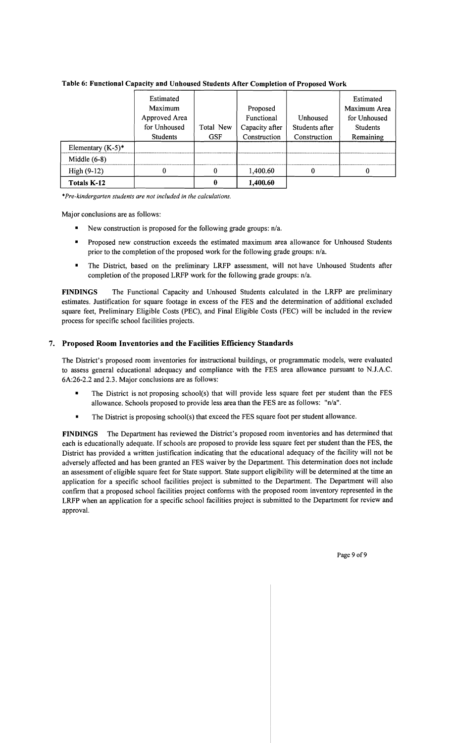**Table 6: Functional Capacity and Unhoused Students After Completion of Proposed Work**

| | Estimated Maximum Approved Area for Unhoused Students | Total New GSF | Proposed Functional Capacity after Construction | Unhoused Students after Construction | Estimated Maximum Area for Unhoused Students Remaining |
|---|---|---|---|---|---|
| Elementary (K-5)* | | | | | |
| Middle (6-8) | | | | | |
| High (9-12) | 0 | 0 | 1,400.60 | 0 | 0 |
| **Totals K-12** | | **0** | **1,400.60** | | |

*\*Pre-kindergarten students are not included in the calculations.*

Major conclusions are as follows:

- New construction is proposed for the following grade groups: n/a.
- Proposed new construction exceeds the estimated maximum area allowance for Unhoused Students prior to the completion of the proposed work for the following grade groups: n/a.
- The District, based on the preliminary LRFP assessment, will not have Unhoused Students after completion of the proposed LRFP work for the following grade groups: n/a.

**FINDINGS** The Functional Capacity and Unhoused Students calculated in the LRFP are preliminary estimates. Justification for square footage in excess of the FES and the determination of additional excluded square feet, Preliminary Eligible Costs (PEC), and Final Eligible Costs (FEC) will be included in the review process for specific school facilities projects.

## 7. Proposed Room Inventories and the Facilities Efficiency Standards

The District's proposed room inventories for instructional buildings, or programmatic models, were evaluated to assess general educational adequacy and compliance with the FES area allowance pursuant to N.J.A.C. 6A:26-2.2 and 2.3. Major conclusions are as follows:

- The District is not proposing school(s) that will provide less square feet per student than the FES allowance. Schools proposed to provide less area than the FES are as follows: "n/a".
- The District is proposing school(s) that exceed the FES square foot per student allowance.

**FINDINGS** The Department has reviewed the District's proposed room inventories and has determined that each is educationally adequate. If schools are proposed to provide less square feet per student than the FES, the District has provided a written justification indicating that the educational adequacy of the facility will not be adversely affected and has been granted an FES waiver by the Department. This determination does not include an assessment of eligible square feet for State support. State support eligibility will be determined at the time an application for a specific school facilities project is submitted to the Department. The Department will also confirm that a proposed school facilities project conforms with the proposed room inventory represented in the LRFP when an application for a specific school facilities project is submitted to the Department for review and approval.